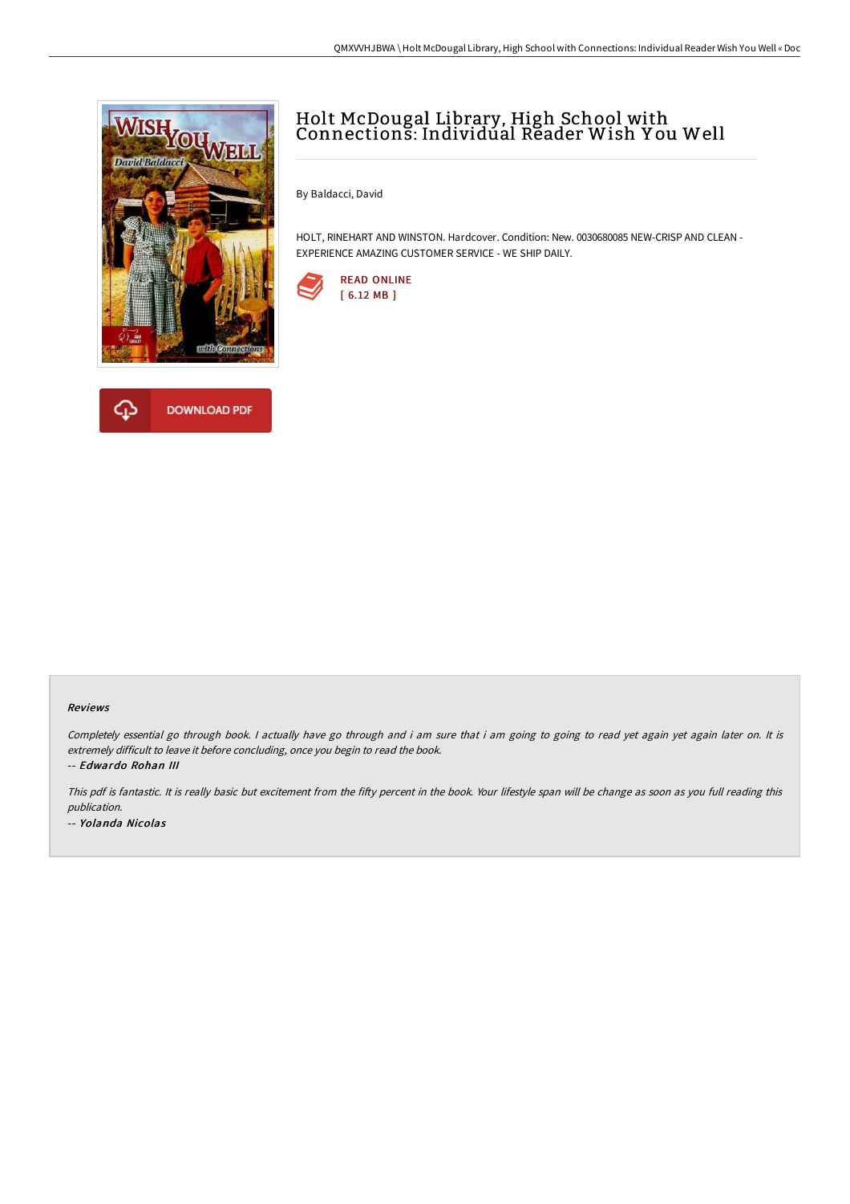# Holt McDougal Library, High School with Connections: Individual Reader Wish You Well

By Baldacci, David

HOLT, RINEHART AND WINSTON. Hardcover. Condition: New. 0030680085 NEW-CRISP AND CLEAN - EXPERIENCE AMAZING CUSTOMER SERVICE - WE SHIP DAILY.

READ ONLINE
[ 6.12 MB ]

DOWNLOAD PDF

### Reviews

*Completely essential go through book. I actually have go through and i am sure that i am going to going to read yet again yet again later on. It is extremely difficult to leave it before concluding, once you begin to read the book.*

-- ***Edwardo Rohan III***

*This pdf is fantastic. It is really basic but excitement from the fifty percent in the book. Your lifestyle span will be change as soon as you full reading this publication.*

-- ***Yolanda Nicolas***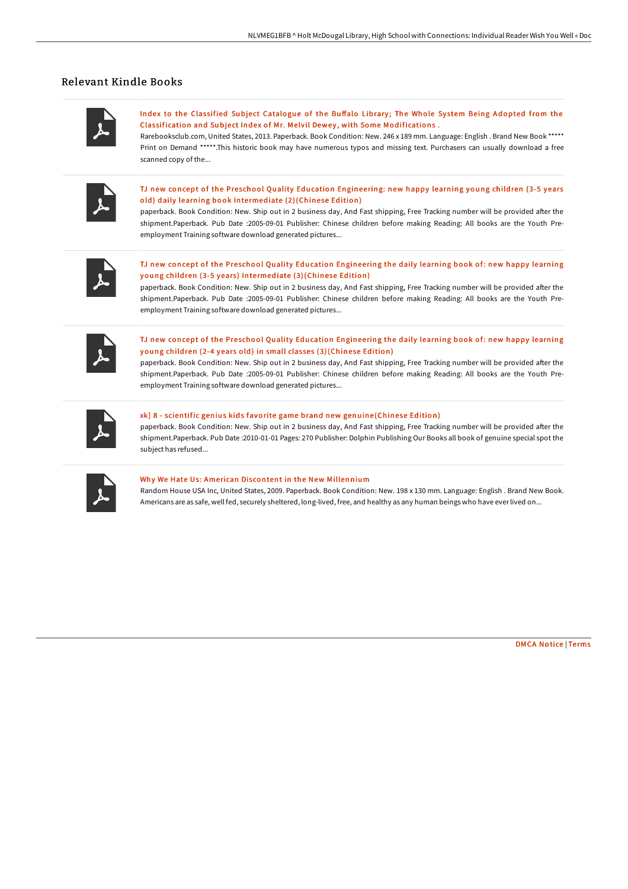## Relevant Kindle Books

**Index to the Classified Subject Catalogue of the Buffalo Library; The Whole System Being Adopted from the Classification and Subject Index of Mr. Melvil Dewey, with Some Modifications .**

Rarebooksclub.com, United States, 2013. Paperback. Book Condition: New. 246 x 189 mm. Language: English . Brand New Book ***** Print on Demand *****.This historic book may have numerous typos and missing text. Purchasers can usually download a free scanned copy of the...

**TJ new concept of the Preschool Quality Education Engineering: new happy learning young children (3-5 years old) daily learning book Intermediate (2)(Chinese Edition)**

paperback. Book Condition: New. Ship out in 2 business day, And Fast shipping, Free Tracking number will be provided after the shipment.Paperback. Pub Date :2005-09-01 Publisher: Chinese children before making Reading: All books are the Youth Pre-employment Training software download generated pictures...

**TJ new concept of the Preschool Quality Education Engineering the daily learning book of: new happy learning young children (3-5 years) Intermediate (3)(Chinese Edition)**

paperback. Book Condition: New. Ship out in 2 business day, And Fast shipping, Free Tracking number will be provided after the shipment.Paperback. Pub Date :2005-09-01 Publisher: Chinese children before making Reading: All books are the Youth Pre-employment Training software download generated pictures...

**TJ new concept of the Preschool Quality Education Engineering the daily learning book of: new happy learning young children (2-4 years old) in small classes (3)(Chinese Edition)**

paperback. Book Condition: New. Ship out in 2 business day, And Fast shipping, Free Tracking number will be provided after the shipment.Paperback. Pub Date :2005-09-01 Publisher: Chinese children before making Reading: All books are the Youth Pre-employment Training software download generated pictures...

**xk] 8 - scientific genius kids favorite game brand new genuine(Chinese Edition)**

paperback. Book Condition: New. Ship out in 2 business day, And Fast shipping, Free Tracking number will be provided after the shipment.Paperback. Pub Date :2010-01-01 Pages: 270 Publisher: Dolphin Publishing Our Books all book of genuine special spot the subject has refused...

**Why We Hate Us: American Discontent in the New Millennium**

Random House USA Inc, United States, 2009. Paperback. Book Condition: New. 198 x 130 mm. Language: English . Brand New Book. Americans are as safe, well fed, securely sheltered, long-lived, free, and healthy as any human beings who have ever lived on...